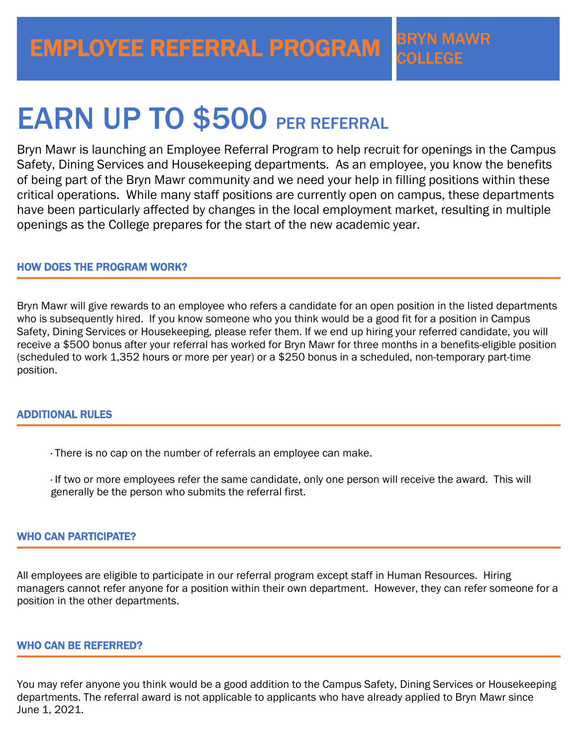# EMPLOYEE REFERRAL PROGRAM

BRYN MAWR COLLEGE

## EARN UP TO $500 PER REFERRAL

Bryn Mawr is launching an Employee Referral Program to help recruit for openings in the Campus Safety, Dining Services and Housekeeping departments. As an employee, you know the benefits of being part of the Bryn Mawr community and we need your help in filling positions within these critical operations. While many staff positions are currently open on campus, these departments have been particularly affected by changes in the local employment market, resulting in multiple openings as the College prepares for the start of the new academic year.

### HOW DOES THE PROGRAM WORK?

Bryn Mawr will give rewards to an employee who refers a candidate for an open position in the listed departments who is subsequently hired. If you know someone who you think would be a good fit for a position in Campus Safety, Dining Services or Housekeeping, please refer them. If we end up hiring your referred candidate, you will receive a $500 bonus after your referral has worked for Bryn Mawr for three months in a benefits-eligible position (scheduled to work 1,352 hours or more per year) or a $250 bonus in a scheduled, non-temporary part-time position.

### ADDITIONAL RULES

- There is no cap on the number of referrals an employee can make.
- If two or more employees refer the same candidate, only one person will receive the award. This will generally be the person who submits the referral first.

### WHO CAN PARTICIPATE?

All employees are eligible to participate in our referral program except staff in Human Resources. Hiring managers cannot refer anyone for a position within their own department. However, they can refer someone for a position in the other departments.

### WHO CAN BE REFERRED?

You may refer anyone you think would be a good addition to the Campus Safety, Dining Services or Housekeeping departments. The referral award is not applicable to applicants who have already applied to Bryn Mawr since June 1, 2021.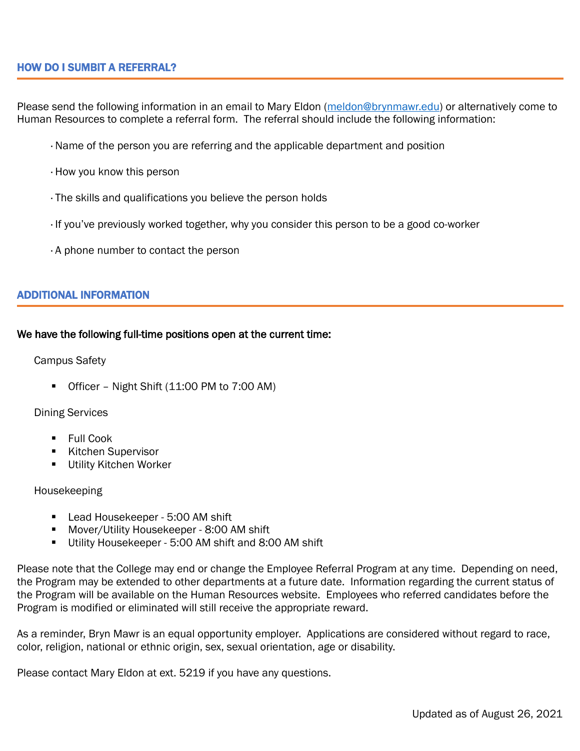## HOW DO I SUMBIT A REFERRAL?

Please send the following information in an email to Mary Eldon (meldon@brynmawr.edu) or alternatively come to Human Resources to complete a referral form. The referral should include the following information:

- Name of the person you are referring and the applicable department and position
- How you know this person
- The skills and qualifications you believe the person holds
- If you've previously worked together, why you consider this person to be a good co-worker
- A phone number to contact the person

## ADDITIONAL INFORMATION

**We have the following full-time positions open at the current time:**

Campus Safety

- Officer – Night Shift (11:00 PM to 7:00 AM)

Dining Services

- Full Cook
- Kitchen Supervisor
- Utility Kitchen Worker

Housekeeping

- Lead Housekeeper - 5:00 AM shift
- Mover/Utility Housekeeper - 8:00 AM shift
- Utility Housekeeper - 5:00 AM shift and 8:00 AM shift

Please note that the College may end or change the Employee Referral Program at any time. Depending on need, the Program may be extended to other departments at a future date. Information regarding the current status of the Program will be available on the Human Resources website. Employees who referred candidates before the Program is modified or eliminated will still receive the appropriate reward.

As a reminder, Bryn Mawr is an equal opportunity employer. Applications are considered without regard to race, color, religion, national or ethnic origin, sex, sexual orientation, age or disability.

Please contact Mary Eldon at ext. 5219 if you have any questions.

Updated as of August 26, 2021